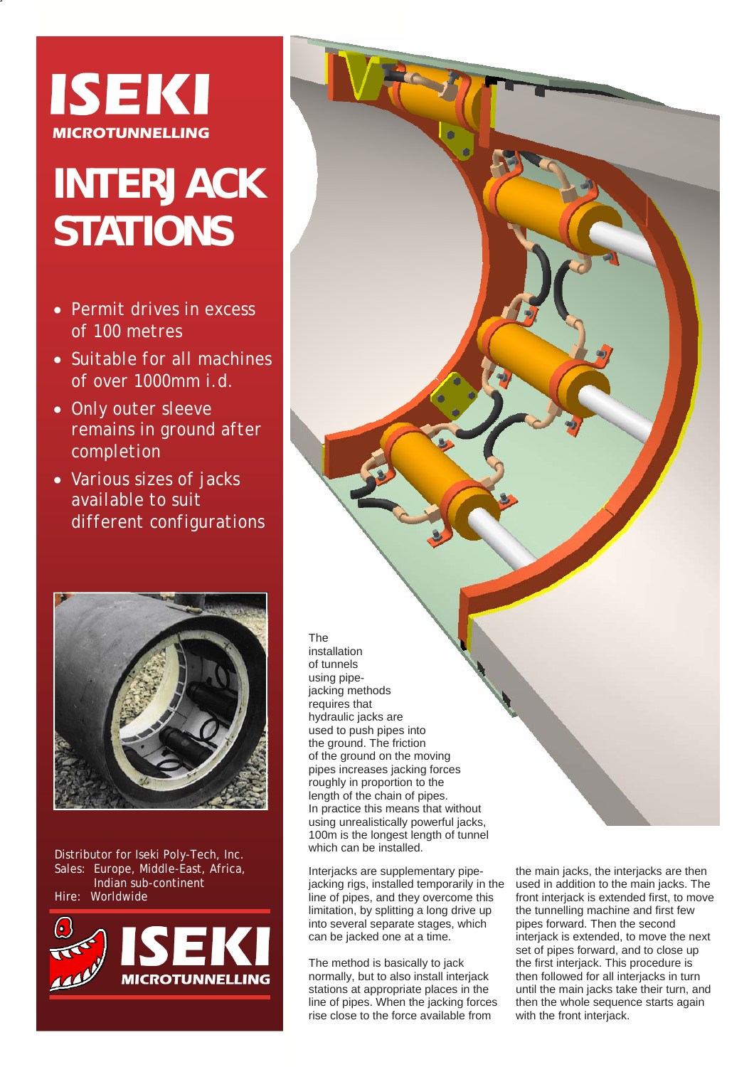# ISEKI

**MICROTUNNELLING**

# INTERJACK STATIONS

- Permit drives in excess of 100 metres
- Suitable for all machines of over 1000mm i.d.
- Only outer sleeve remains in ground after completion
- Various sizes of jacks available to suit different configurations

Distributor for Iseki Poly-Tech, Inc.
Sales: Europe, Middle-East, Africa, Indian sub-continent
Hire: Worldwide

**ISEKI MICROTUNNELLING**

The installation of tunnels using pipe-jacking methods requires that hydraulic jacks are used to push pipes into the ground. The friction of the ground on the moving pipes increases jacking forces roughly in proportion to the length of the chain of pipes. In practice this means that without using unrealistically powerful jacks, 100m is the longest length of tunnel which can be installed.

Interjacks are supplementary pipe-jacking rigs, installed temporarily in the line of pipes, and they overcome this limitation, by splitting a long drive up into several separate stages, which can be jacked one at a time.

The method is basically to jack normally, but to also install interjack stations at appropriate places in the line of pipes. When the jacking forces rise close to the force available from the main jacks, the interjacks are then used in addition to the main jacks. The front interjack is extended first, to move the tunnelling machine and first few pipes forward. Then the second interjack is extended, to move the next set of pipes forward, and to close up the first interjack. This procedure is then followed for all interjacks in turn until the main jacks take their turn, and then the whole sequence starts again with the front interjack.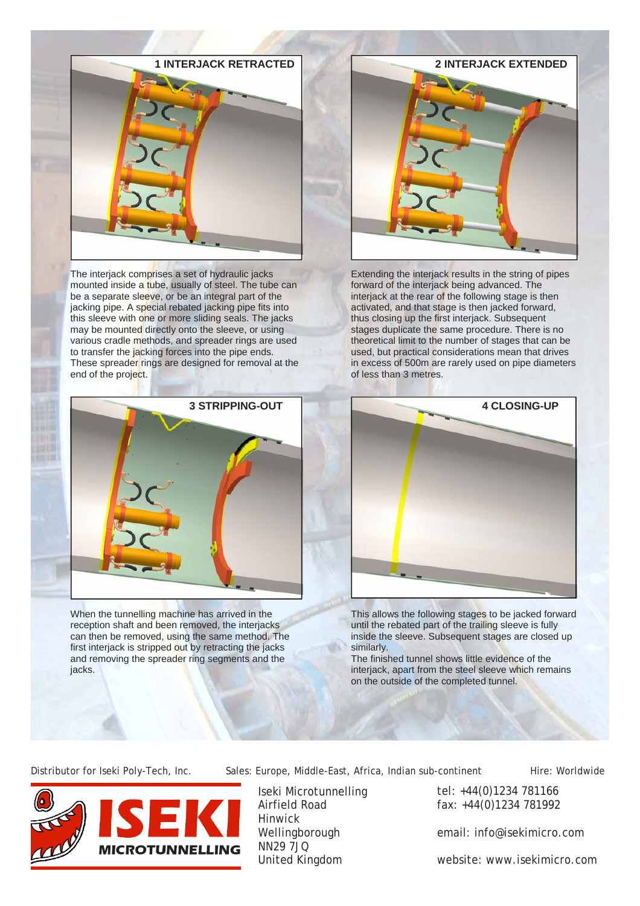## 1 INTERJACK RETRACTED

The interjack comprises a set of hydraulic jacks mounted inside a tube, usually of steel. The tube can be a separate sleeve, or be an integral part of the jacking pipe. A special rebated jacking pipe fits into this sleeve with one or more sliding seals. The jacks may be mounted directly onto the sleeve, or using various cradle methods, and spreader rings are used to transfer the jacking forces into the pipe ends. These spreader rings are designed for removal at the end of the project.

## 2 INTERJACK EXTENDED

Extending the interjack results in the string of pipes forward of the interjack being advanced. The interjack at the rear of the following stage is then activated, and that stage is then jacked forward, thus closing up the first interjack. Subsequent stages duplicate the same procedure. There is no theoretical limit to the number of stages that can be used, but practical considerations mean that drives in excess of 500m are rarely used on pipe diameters of less than 3 metres.

## 3 STRIPPING-OUT

When the tunnelling machine has arrived in the reception shaft and been removed, the interjacks can then be removed, using the same method. The first interjack is stripped out by retracting the jacks and removing the spreader ring segments and the jacks.

## 4 CLOSING-UP

This allows the following stages to be jacked forward until the rebated part of the trailing sleeve is fully inside the sleeve. Subsequent stages are closed up similarly.
The finished tunnel shows little evidence of the interjack, apart from the steel sleeve which remains on the outside of the completed tunnel.

Distributor for Iseki Poly-Tech, Inc.  Sales: Europe, Middle-East, Africa, Indian sub-continent  Hire: Worldwide

**ISEKI MICROTUNNELLING**

Iseki Microtunnelling
Airfield Road
Hinwick
Wellingborough
NN29 7JQ
United Kingdom

tel: +44(0)1234 781166
fax: +44(0)1234 781992

email: info@isekimicro.com

website: www.isekimicro.com